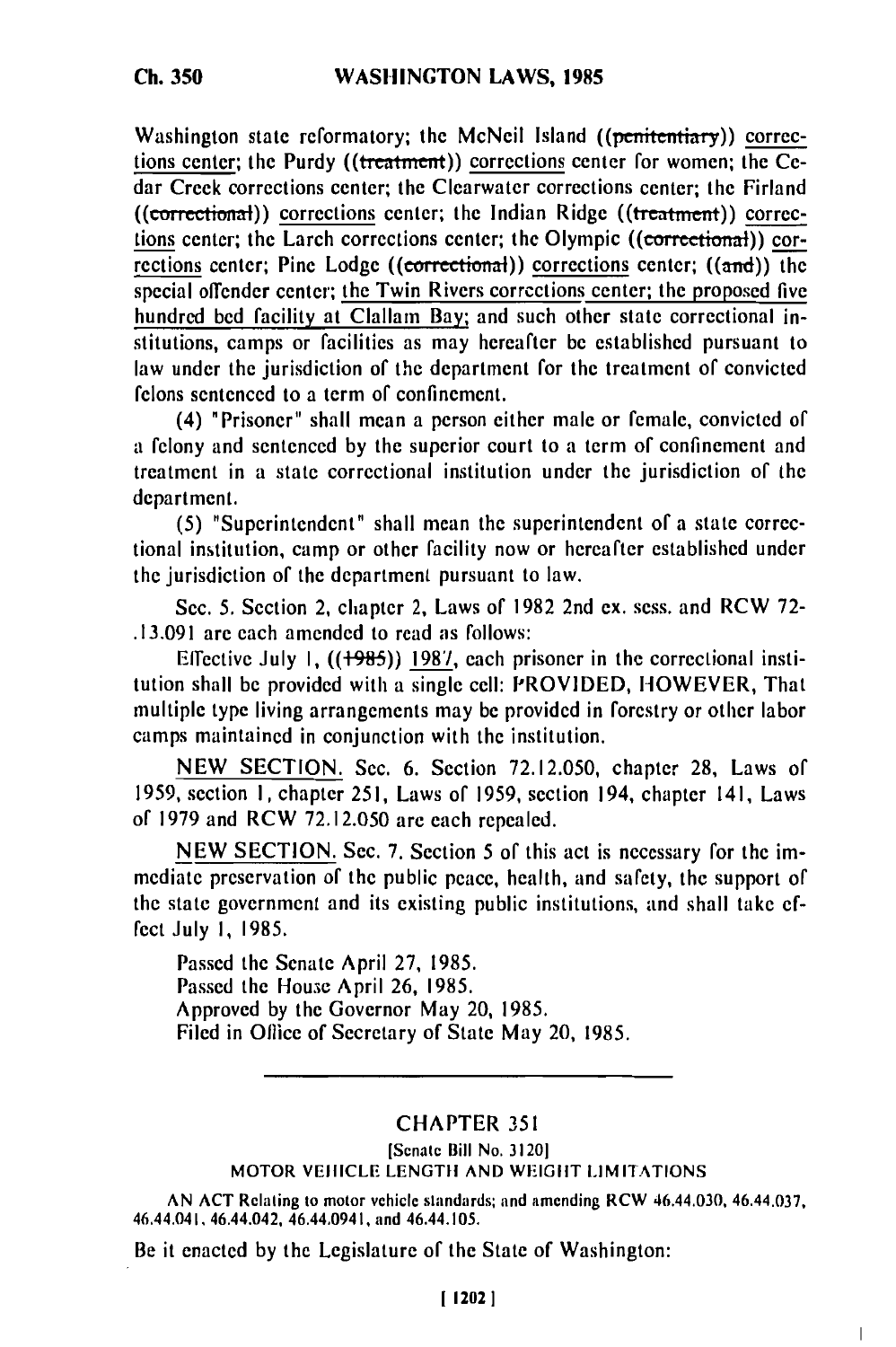Washington state reformatory; the McNeil Island ((~~penitentiary~~)) corrections center; the Purdy ((~~treatment~~)) corrections center for women; the Cedar Creek corrections center; the Clearwater corrections center; the Firland ((~~correctional~~)) corrections center; the Indian Ridge ((~~treatment~~)) corrections center; the Larch corrections center; the Olympic ((~~correctional~~)) corrections center; Pine Lodge ((~~correctional~~)) corrections center; ((~~and~~)) the special offender center; the Twin Rivers corrections center; the proposed five hundred bed facility at Clallam Bay; and such other state correctional institutions, camps or facilities as may hereafter be established pursuant to law under the jurisdiction of the department for the treatment of convicted felons sentenced to a term of confinement.

(4) "Prisoner" shall mean a person either male or female, convicted of a felony and sentenced by the superior court to a term of confinement and treatment in a state correctional institution under the jurisdiction of the department.

(5) "Superintendent" shall mean the superintendent of a state correctional institution, camp or other facility now or hereafter established under the jurisdiction of the department pursuant to law.

Sec. 5. Section 2, chapter 2, Laws of 1982 2nd ex. sess. and RCW 72.13.091 are each amended to read as follows:

Effective July 1, ((~~1985~~)) 1987, each prisoner in the correctional institution shall be provided with a single cell: PROVIDED, HOWEVER, That multiple type living arrangements may be provided in forestry or other labor camps maintained in conjunction with the institution.

NEW SECTION. Sec. 6. Section 72.12.050, chapter 28, Laws of 1959, section 1, chapter 251, Laws of 1959, section 194, chapter 141, Laws of 1979 and RCW 72.12.050 are each repealed.

NEW SECTION. Sec. 7. Section 5 of this act is necessary for the immediate preservation of the public peace, health, and safety, the support of the state government and its existing public institutions, and shall take effect July 1, 1985.

Passed the Senate April 27, 1985.
Passed the House April 26, 1985.
Approved by the Governor May 20, 1985.
Filed in Office of Secretary of State May 20, 1985.

---

## CHAPTER 351

[Senate Bill No. 3120]

MOTOR VEHICLE LENGTH AND WEIGHT LIMITATIONS

AN ACT Relating to motor vehicle standards; and amending RCW 46.44.030, 46.44.037, 46.44.041, 46.44.042, 46.44.0941, and 46.44.105.

Be it enacted by the Legislature of the State of Washington: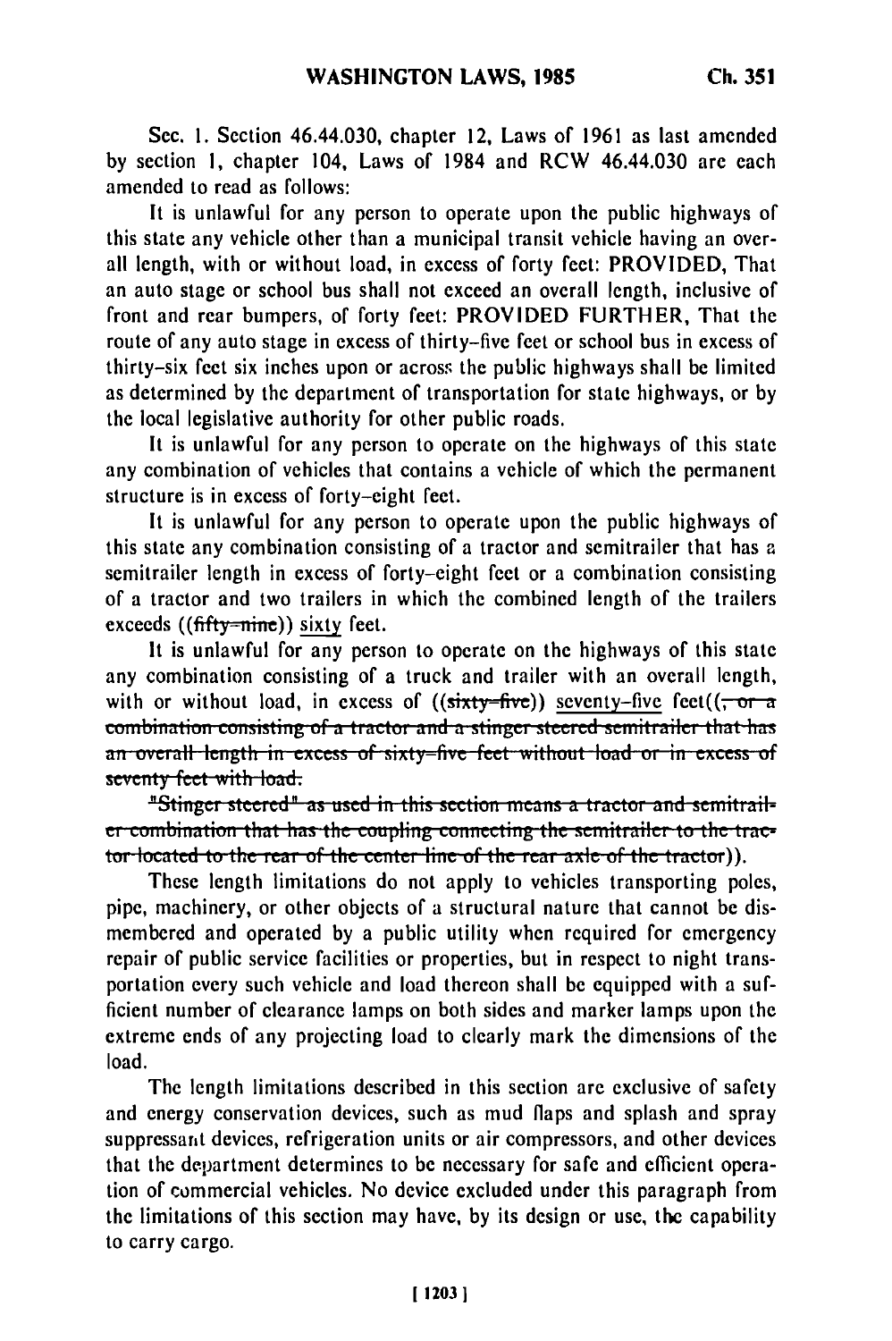Sec. 1. Section 46.44.030, chapter 12, Laws of 1961 as last amended by section 1, chapter 104, Laws of 1984 and RCW 46.44.030 are each amended to read as follows:

It is unlawful for any person to operate upon the public highways of this state any vehicle other than a municipal transit vehicle having an overall length, with or without load, in excess of forty feet: PROVIDED, That an auto stage or school bus shall not exceed an overall length, inclusive of front and rear bumpers, of forty feet: PROVIDED FURTHER, That the route of any auto stage in excess of thirty-five feet or school bus in excess of thirty-six feet six inches upon or across the public highways shall be limited as determined by the department of transportation for state highways, or by the local legislative authority for other public roads.

It is unlawful for any person to operate on the highways of this state any combination of vehicles that contains a vehicle of which the permanent structure is in excess of forty-eight feet.

It is unlawful for any person to operate upon the public highways of this state any combination consisting of a tractor and semitrailer that has a semitrailer length in excess of forty-eight feet or a combination consisting of a tractor and two trailers in which the combined length of the trailers exceeds ((~~fifty-nine~~)) <u>sixty</u> feet.

It is unlawful for any person to operate on the highways of this state any combination consisting of a truck and trailer with an overall length, with or without load, in excess of ((~~sixty-five~~)) <u>seventy-five</u> feet((~~, or a combination consisting of a tractor and a stinger steered semitrailer that has an overall length in excess of sixty-five feet without load or in excess of seventy feet with load.~~

~~"Stinger steered" as used in this section means a tractor and semitrailer combination that has the coupling connecting the semitrailer to the tractor located to the rear of the center line of the rear axle of the tractor~~)).

These length limitations do not apply to vehicles transporting poles, pipe, machinery, or other objects of a structural nature that cannot be dismembered and operated by a public utility when required for emergency repair of public service facilities or properties, but in respect to night transportation every such vehicle and load thereon shall be equipped with a sufficient number of clearance lamps on both sides and marker lamps upon the extreme ends of any projecting load to clearly mark the dimensions of the load.

The length limitations described in this section are exclusive of safety and energy conservation devices, such as mud flaps and splash and spray suppressant devices, refrigeration units or air compressors, and other devices that the department determines to be necessary for safe and efficient operation of commercial vehicles. No device excluded under this paragraph from the limitations of this section may have, by its design or use, the capability to carry cargo.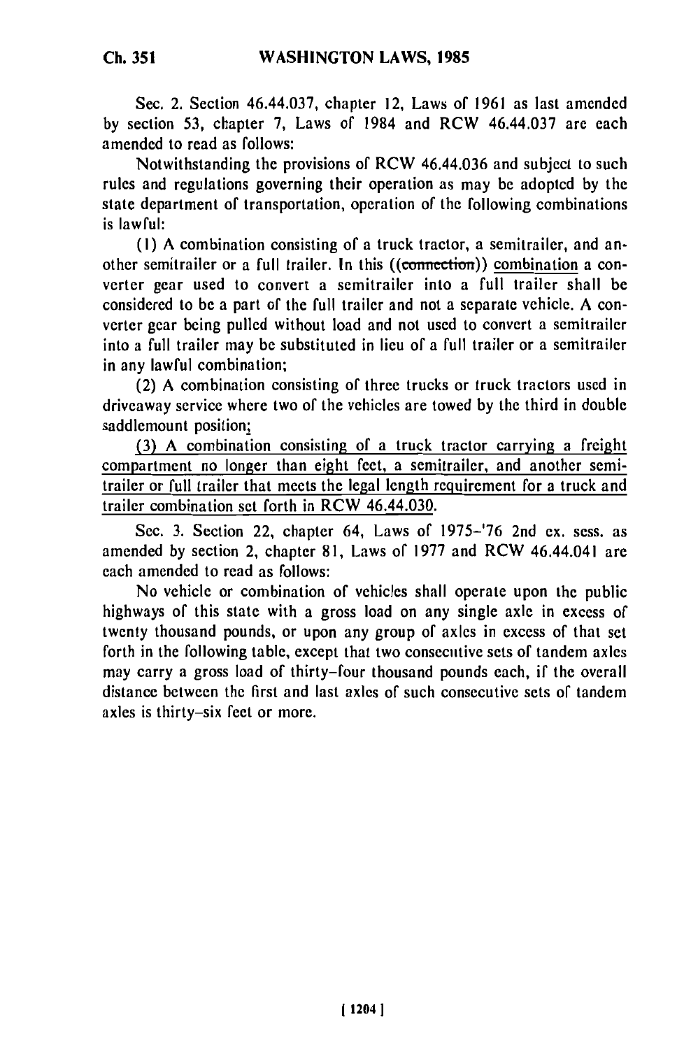Sec. 2. Section 46.44.037, chapter 12, Laws of 1961 as last amended by section 53, chapter 7, Laws of 1984 and RCW 46.44.037 are each amended to read as follows:

Notwithstanding the provisions of RCW 46.44.036 and subject to such rules and regulations governing their operation as may be adopted by the state department of transportation, operation of the following combinations is lawful:

(1) A combination consisting of a truck tractor, a semitrailer, and another semitrailer or a full trailer. In this ((~~connection~~)) combination a converter gear used to convert a semitrailer into a full trailer shall be considered to be a part of the full trailer and not a separate vehicle. A converter gear being pulled without load and not used to convert a semitrailer into a full trailer may be substituted in lieu of a full trailer or a semitrailer in any lawful combination;

(2) A combination consisting of three trucks or truck tractors used in driveaway service where two of the vehicles are towed by the third in double saddlemount position;

<u>(3) A combination consisting of a truck tractor carrying a freight compartment no longer than eight feet, a semitrailer, and another semitrailer or full trailer that meets the legal length requirement for a truck and trailer combination set forth in RCW 46.44.030.</u>

Sec. 3. Section 22, chapter 64, Laws of 1975-'76 2nd ex. sess. as amended by section 2, chapter 81, Laws of 1977 and RCW 46.44.041 are each amended to read as follows:

No vehicle or combination of vehicles shall operate upon the public highways of this state with a gross load on any single axle in excess of twenty thousand pounds, or upon any group of axles in excess of that set forth in the following table, except that two consecutive sets of tandem axles may carry a gross load of thirty-four thousand pounds each, if the overall distance between the first and last axles of such consecutive sets of tandem axles is thirty-six feet or more.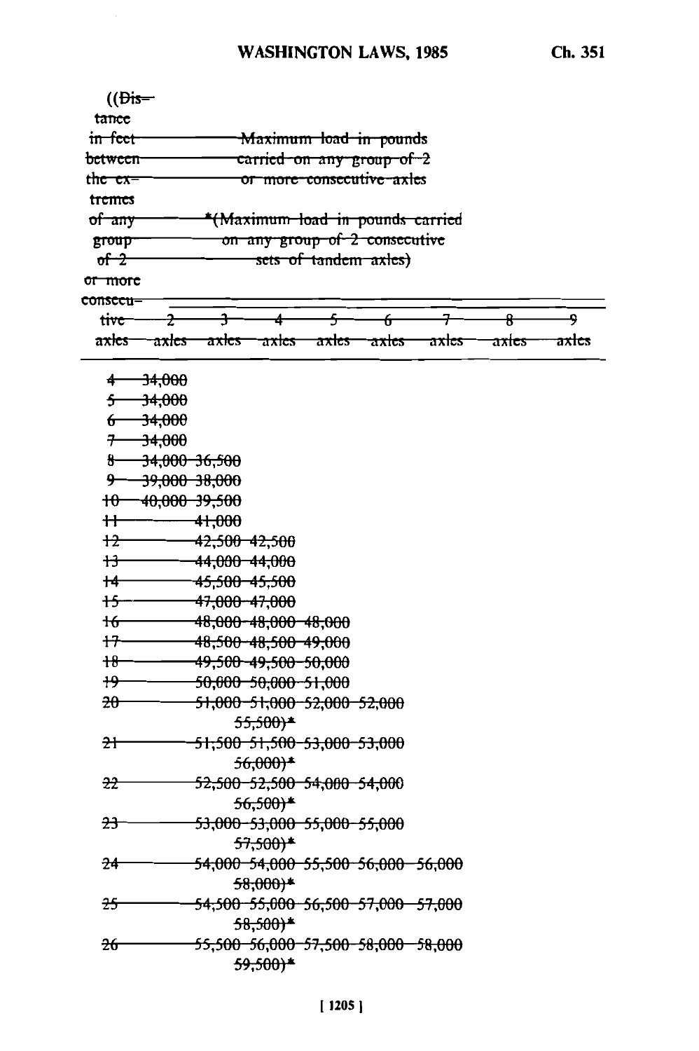| ~~((Distance in feet between the extremes of any group of 2 or more consecutive axles~~ | ~~Maximum load in pounds carried on any group of 2 or more consecutive axles~~ ~~*(Maximum load in pounds carried on any group of 2 consecutive sets of tandem axles)~~ | | | | | | | |
|---|---|---|---|---|---|---|---|---|
| | ~~2 axles~~ | ~~3 axles~~ | ~~4 axles~~ | ~~5 axles~~ | ~~6 axles~~ | ~~7 axles~~ | ~~8 axles~~ | ~~9 axles~~ |
| ~~4~~ | ~~34,000~~ | | | | | | | |
| ~~5~~ | ~~34,000~~ | | | | | | | |
| ~~6~~ | ~~34,000~~ | | | | | | | |
| ~~7~~ | ~~34,000~~ | | | | | | | |
| ~~8~~ | ~~34,000~~ | ~~36,500~~ | | | | | | |
| ~~9~~ | ~~39,000~~ | ~~38,000~~ | | | | | | |
| ~~10~~ | ~~40,000~~ | ~~39,500~~ | | | | | | |
| ~~11~~ | | ~~41,000~~ | | | | | | |
| ~~12~~ | | ~~42,500~~ | ~~42,500~~ | | | | | |
| ~~13~~ | | ~~44,000~~ | ~~44,000~~ | | | | | |
| ~~14~~ | | ~~45,500~~ | ~~45,500~~ | | | | | |
| ~~15~~ | | ~~47,000~~ | ~~47,000~~ | | | | | |
| ~~16~~ | | ~~48,000~~ | ~~48,000~~ | ~~48,000~~ | | | | |
| ~~17~~ | | ~~48,500~~ | ~~48,500~~ | ~~49,000~~ | | | | |
| ~~18~~ | | ~~49,500~~ | ~~49,500~~ | ~~50,000~~ | | | | |
| ~~19~~ | | ~~50,000~~ | ~~50,000~~ | ~~51,000~~ | | | | |
| ~~20~~ | | ~~51,000~~ | ~~51,000~~ ~~55,500)*~~ | ~~52,000~~ | ~~52,000~~ | | | |
| ~~21~~ | | ~~51,500~~ | ~~51,500~~ ~~56,000)*~~ | ~~53,000~~ | ~~53,000~~ | | | |
| ~~22~~ | | ~~52,500~~ | ~~52,500~~ ~~56,500)*~~ | ~~54,000~~ | ~~54,000~~ | | | |
| ~~23~~ | | ~~53,000~~ | ~~53,000~~ ~~57,500)*~~ | ~~55,000~~ | ~~55,000~~ | | | |
| ~~24~~ | | ~~54,000~~ | ~~54,000~~ ~~58,000)*~~ | ~~55,500~~ | ~~56,000~~ | ~~56,000~~ | | |
| ~~25~~ | | ~~54,500~~ | ~~55,000~~ ~~58,500)*~~ | ~~56,500~~ | ~~57,000~~ | ~~57,000~~ | | |
| ~~26~~ | | ~~55,500~~ | ~~56,000~~ ~~59,500)*~~ | ~~57,500~~ | ~~58,000~~ | ~~58,000~~ | | |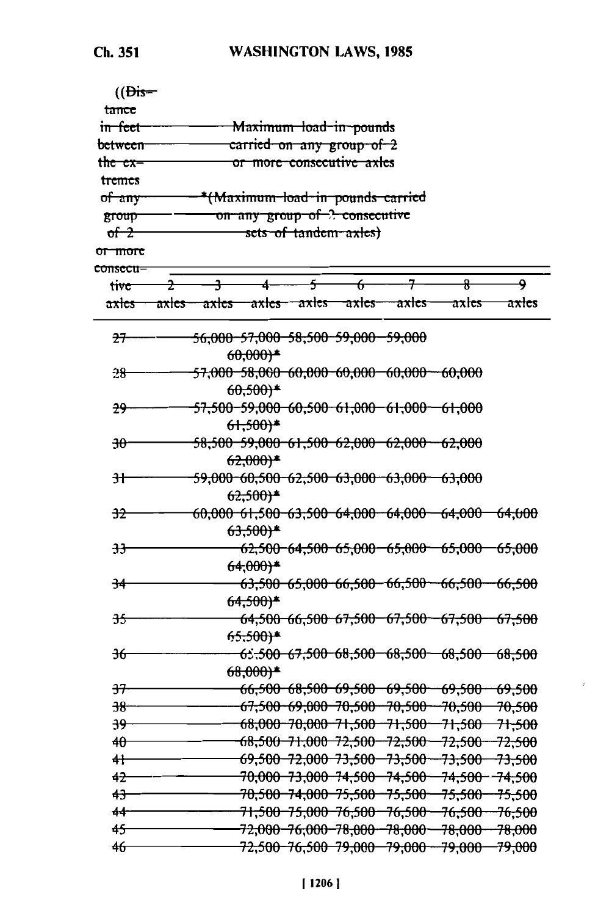((~~Distance in feet between the extremes of any group of 2 or more consecutive axles~~ — ~~Maximum load in pounds carried on any group of 2 or more consecutive axles~~

~~*(Maximum load in pounds carried on any group of 2 consecutive sets of tandem axles)~~

| ~~Distance in feet between the extremes of any group of 2 or more consecutive axles~~ | ~~2 axles~~ | ~~3 axles~~ | ~~4 axles~~ | ~~5 axles~~ | ~~6 axles~~ | ~~7 axles~~ | ~~8 axles~~ | ~~9 axles~~ |
|---|---|---|---|---|---|---|---|---|
| ~~27~~ | ~~56,000~~ | ~~57,000~~ | ~~58,500~~ | ~~59,000~~ | ~~59,000~~ | | | |
| | | ~~60,000)*~~ | | | | | | |
| ~~28~~ | ~~57,000~~ | ~~58,000~~ | ~~60,000~~ | ~~60,000~~ | ~~60,000~~ | | ~~60,000~~ | |
| | | ~~60,500)*~~ | | | | | | |
| ~~29~~ | ~~57,500~~ | ~~59,000~~ | ~~60,500~~ | ~~61,000~~ | ~~61,000~~ | | ~~61,000~~ | |
| | | ~~61,500)*~~ | | | | | | |
| ~~30~~ | ~~58,500~~ | ~~59,000~~ | ~~61,500~~ | ~~62,000~~ | ~~62,000~~ | | ~~62,000~~ | |
| | | ~~62,000)*~~ | | | | | | |
| ~~31~~ | ~~59,000~~ | ~~60,500~~ | ~~62,500~~ | ~~63,000~~ | ~~63,000~~ | | ~~63,000~~ | |
| | | ~~62,500)*~~ | | | | | | |
| ~~32~~ | ~~60,000~~ | ~~61,500~~ | ~~63,500~~ | ~~64,000~~ | ~~64,000~~ | | ~~64,000~~ | ~~64,600~~ |
| | | ~~63,500)*~~ | | | | | | |
| ~~33~~ | | | ~~62,500~~ | ~~64,500~~ | ~~65,000~~ | ~~65,000~~ | ~~65,000~~ | ~~65,000~~ |
| | | ~~64,000)*~~ | | | | | | |
| ~~34~~ | | | ~~63,500~~ | ~~65,000~~ | ~~66,500~~ | ~~66,500~~ | ~~66,500~~ | ~~66,500~~ |
| | | ~~64,500)*~~ | | | | | | |
| ~~35~~ | | | ~~64,500~~ | ~~66,500~~ | ~~67,500~~ | ~~67,500~~ | ~~67,500~~ | ~~67,500~~ |
| | | ~~65,500)*~~ | | | | | | |
| ~~36~~ | | | ~~65,500~~ | ~~67,500~~ | ~~68,500~~ | ~~68,500~~ | ~~68,500~~ | ~~68,500~~ |
| | | ~~68,000)*~~ | | | | | | |
| ~~37~~ | | | ~~66,500~~ | ~~68,500~~ | ~~69,500~~ | ~~69,500~~ | ~~69,500~~ | ~~69,500~~ |
| ~~38~~ | | | ~~67,500~~ | ~~69,000~~ | ~~70,500~~ | ~~70,500~~ | ~~70,500~~ | ~~70,500~~ |
| ~~39~~ | | | ~~68,000~~ | ~~70,000~~ | ~~71,500~~ | ~~71,500~~ | ~~71,500~~ | ~~71,500~~ |
| ~~40~~ | | | ~~68,500~~ | ~~71,000~~ | ~~72,500~~ | ~~72,500~~ | ~~72,500~~ | ~~72,500~~ |
| ~~41~~ | | | ~~69,500~~ | ~~72,000~~ | ~~73,500~~ | ~~73,500~~ | ~~73,500~~ | ~~73,500~~ |
| ~~42~~ | | | ~~70,000~~ | ~~73,000~~ | ~~74,500~~ | ~~74,500~~ | ~~74,500~~ | ~~74,500~~ |
| ~~43~~ | | | ~~70,500~~ | ~~74,000~~ | ~~75,500~~ | ~~75,500~~ | ~~75,500~~ | ~~75,500~~ |
| ~~44~~ | | | ~~71,500~~ | ~~75,000~~ | ~~76,500~~ | ~~76,500~~ | ~~76,500~~ | ~~76,500~~ |
| ~~45~~ | | | ~~72,000~~ | ~~76,000~~ | ~~78,000~~ | ~~78,000~~ | ~~78,000~~ | ~~78,000~~ |
| ~~46~~ | | | ~~72,500~~ | ~~76,500~~ | ~~79,000~~ | ~~79,000~~ | ~~79,000~~ | ~~79,000~~ |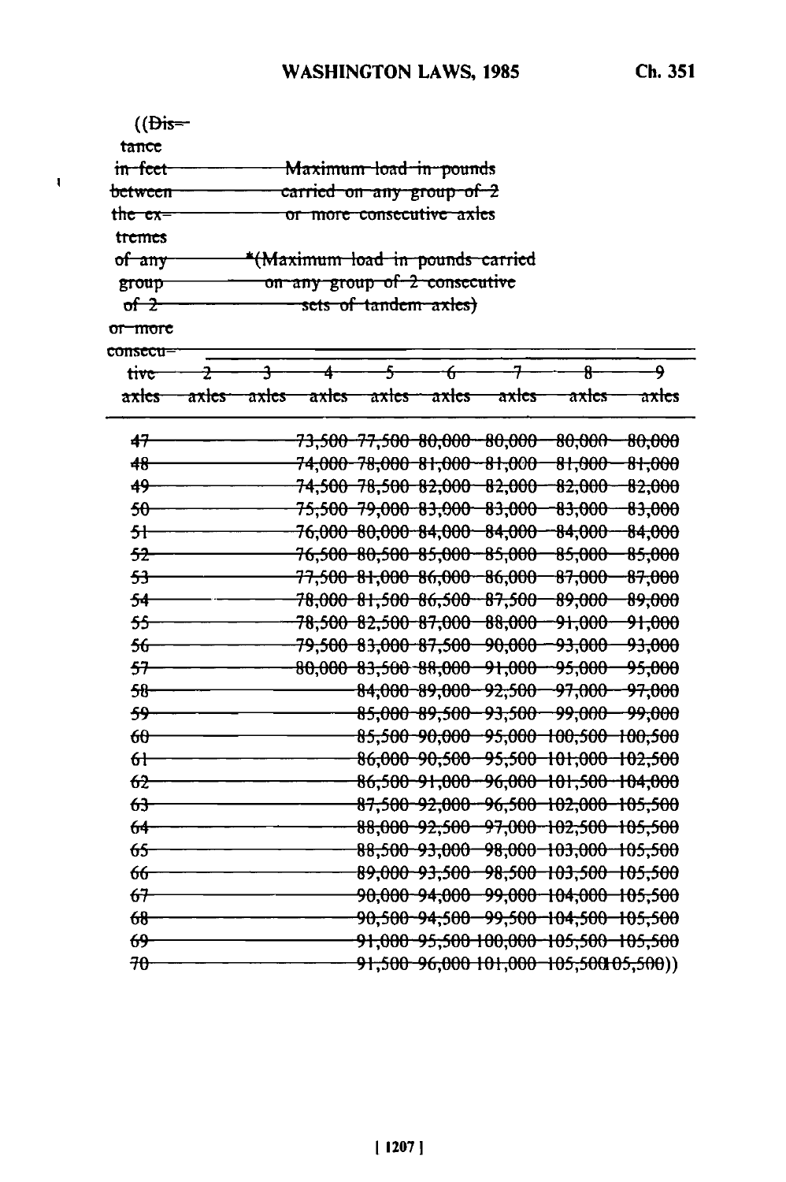((Distance in feet between the extremes of any group of 2 or more consecutive axles — Maximum load in pounds carried on any group of 2 or more consecutive axles

*(Maximum load in pounds carried on any group of 2 consecutive sets of tandem axles)

| Distance in feet between the extremes of any group of 2 or more consecutive axles | 2 axles | 3 axles | 4 axles | 5 axles | 6 axles | 7 axles | 8 axles | 9 axles |
|---|---|---|---|---|---|---|---|---|
| 47 | | | 73,500 | 77,500 | 80,000 | 80,000 | 80,000 | 80,000 |
| 48 | | | 74,000 | 78,000 | 81,000 | 81,000 | 81,000 | 81,000 |
| 49 | | | 74,500 | 78,500 | 82,000 | 82,000 | 82,000 | 82,000 |
| 50 | | | 75,500 | 79,000 | 83,000 | 83,000 | 83,000 | 83,000 |
| 51 | | | 76,000 | 80,000 | 84,000 | 84,000 | 84,000 | 84,000 |
| 52 | | | 76,500 | 80,500 | 85,000 | 85,000 | 85,000 | 85,000 |
| 53 | | | 77,500 | 81,000 | 86,000 | 86,000 | 87,000 | 87,000 |
| 54 | | | 78,000 | 81,500 | 86,500 | 87,500 | 89,000 | 89,000 |
| 55 | | | 78,500 | 82,500 | 87,000 | 88,000 | 91,000 | 91,000 |
| 56 | | | 79,500 | 83,000 | 87,500 | 90,000 | 93,000 | 93,000 |
| 57 | | | 80,000 | 83,500 | 88,000 | 91,000 | 95,000 | 95,000 |
| 58 | | | | 84,000 | 89,000 | 92,500 | 97,000 | 97,000 |
| 59 | | | | 85,000 | 89,500 | 93,500 | 99,000 | 99,000 |
| 60 | | | | 85,500 | 90,000 | 95,000 | 100,500 | 100,500 |
| 61 | | | | 86,000 | 90,500 | 95,500 | 101,000 | 102,500 |
| 62 | | | | 86,500 | 91,000 | 96,000 | 101,500 | 104,000 |
| 63 | | | | 87,500 | 92,000 | 96,500 | 102,000 | 105,500 |
| 64 | | | | 88,000 | 92,500 | 97,000 | 102,500 | 105,500 |
| 65 | | | | 88,500 | 93,000 | 98,000 | 103,000 | 105,500 |
| 66 | | | | 89,000 | 93,500 | 98,500 | 103,500 | 105,500 |
| 67 | | | | 90,000 | 94,000 | 99,000 | 104,000 | 105,500 |
| 68 | | | | 90,500 | 94,500 | 99,500 | 104,500 | 105,500 |
| 69 | | | | 91,000 | 95,500 | 100,000 | 105,500 | 105,500 |
| 70 | | | | 91,500 | 96,000 | 101,000 | 105,500 | 105,500)) |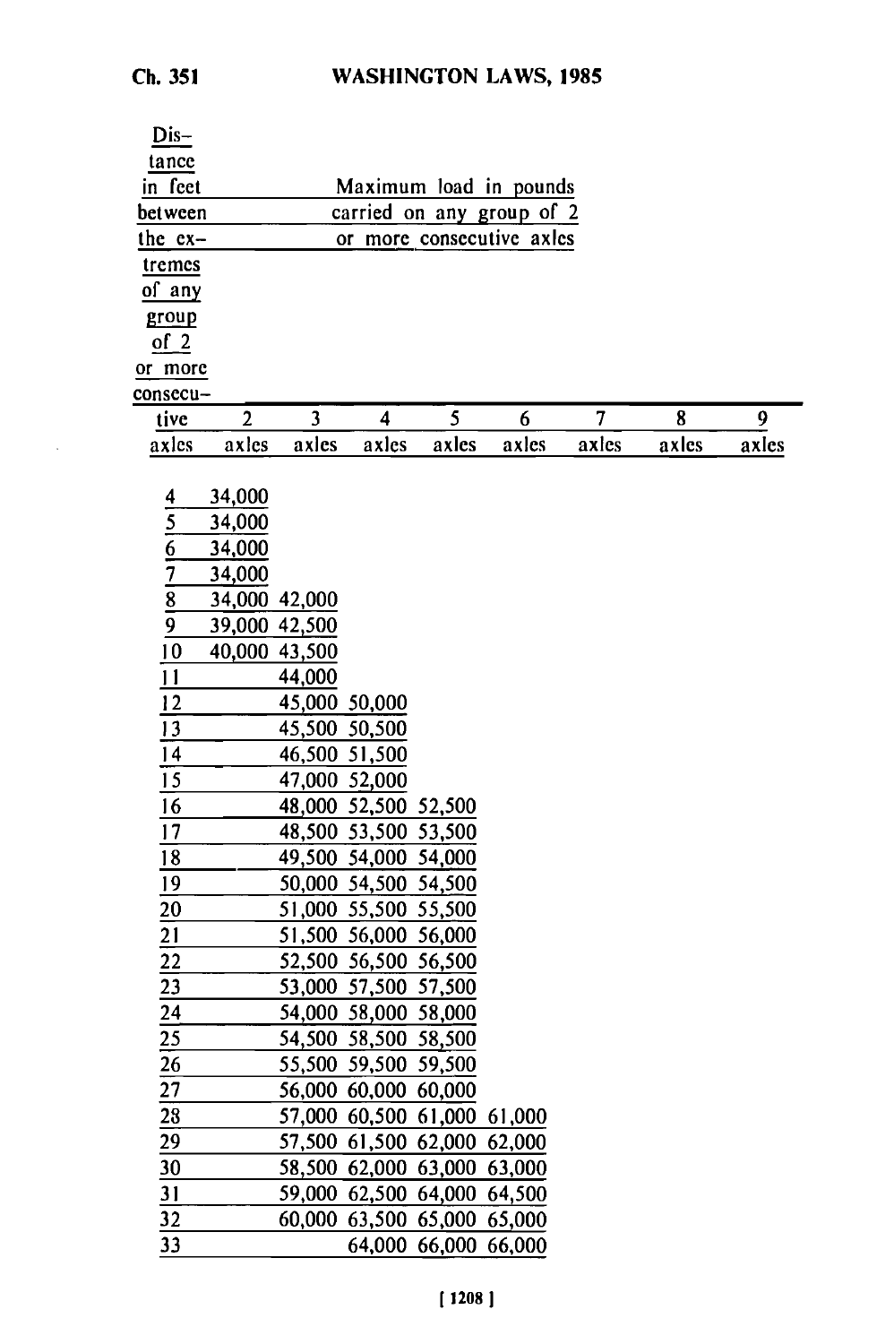| Distance in feet between the extremes of any group of 2 or more consecutive axles | Maximum load in pounds carried on any group of 2 or more consecutive axles | | | | | | | |
|---|---|---|---|---|---|---|---|---|
| | 2 axles | 3 axles | 4 axles | 5 axles | 6 axles | 7 axles | 8 axles | 9 axles |
| 4 | 34,000 | | | | | | | |
| 5 | 34,000 | | | | | | | |
| 6 | 34,000 | | | | | | | |
| 7 | 34,000 | | | | | | | |
| 8 | 34,000 | 42,000 | | | | | | |
| 9 | 39,000 | 42,500 | | | | | | |
| 10 | 40,000 | 43,500 | | | | | | |
| 11 | | 44,000 | | | | | | |
| 12 | | 45,000 | 50,000 | | | | | |
| 13 | | 45,500 | 50,500 | | | | | |
| 14 | | 46,500 | 51,500 | | | | | |
| 15 | | 47,000 | 52,000 | | | | | |
| 16 | | 48,000 | 52,500 | 52,500 | | | | |
| 17 | | 48,500 | 53,500 | 53,500 | | | | |
| 18 | | 49,500 | 54,000 | 54,000 | | | | |
| 19 | | 50,000 | 54,500 | 54,500 | | | | |
| 20 | | 51,000 | 55,500 | 55,500 | | | | |
| 21 | | 51,500 | 56,000 | 56,000 | | | | |
| 22 | | 52,500 | 56,500 | 56,500 | | | | |
| 23 | | 53,000 | 57,500 | 57,500 | | | | |
| 24 | | 54,000 | 58,000 | 58,000 | | | | |
| 25 | | 54,500 | 58,500 | 58,500 | | | | |
| 26 | | 55,500 | 59,500 | 59,500 | | | | |
| 27 | | 56,000 | 60,000 | 60,000 | | | | |
| 28 | | 57,000 | 60,500 | 61,000 | 61,000 | | | |
| 29 | | 57,500 | 61,500 | 62,000 | 62,000 | | | |
| 30 | | 58,500 | 62,000 | 63,000 | 63,000 | | | |
| 31 | | 59,000 | 62,500 | 64,000 | 64,500 | | | |
| 32 | | 60,000 | 63,500 | 65,000 | 65,000 | | | |
| 33 | | | 64,000 | 66,000 | 66,000 | | | |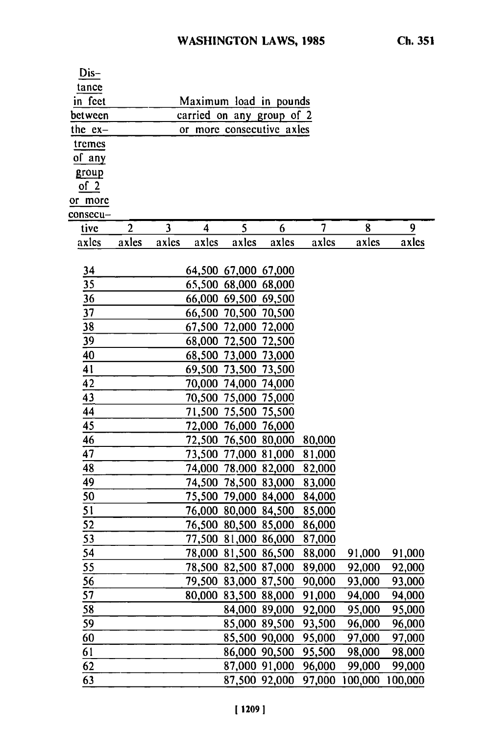| Distance in feet between the extremes of any group of 2 or more consecutive axles | Maximum load in pounds carried on any group of 2 or more consecutive axles | | | | | | | |
|---|---|---|---|---|---|---|---|---|
| | 2 axles | 3 axles | 4 axles | 5 axles | 6 axles | 7 axles | 8 axles | 9 axles |
| 34 | | | 64,500 | 67,000 | 67,000 | | | |
| 35 | | | 65,500 | 68,000 | 68,000 | | | |
| 36 | | | 66,000 | 69,500 | 69,500 | | | |
| 37 | | | 66,500 | 70,500 | 70,500 | | | |
| 38 | | | 67,500 | 72,000 | 72,000 | | | |
| 39 | | | 68,000 | 72,500 | 72,500 | | | |
| 40 | | | 68,500 | 73,000 | 73,000 | | | |
| 41 | | | 69,500 | 73,500 | 73,500 | | | |
| 42 | | | 70,000 | 74,000 | 74,000 | | | |
| 43 | | | 70,500 | 75,000 | 75,000 | | | |
| 44 | | | 71,500 | 75,500 | 75,500 | | | |
| 45 | | | 72,000 | 76,000 | 76,000 | | | |
| 46 | | | 72,500 | 76,500 | 80,000 | 80,000 | | |
| 47 | | | 73,500 | 77,000 | 81,000 | 81,000 | | |
| 48 | | | 74,000 | 78,000 | 82,000 | 82,000 | | |
| 49 | | | 74,500 | 78,500 | 83,000 | 83,000 | | |
| 50 | | | 75,500 | 79,000 | 84,000 | 84,000 | | |
| 51 | | | 76,000 | 80,000 | 84,500 | 85,000 | | |
| 52 | | | 76,500 | 80,500 | 85,000 | 86,000 | | |
| 53 | | | 77,500 | 81,000 | 86,000 | 87,000 | | |
| 54 | | | 78,000 | 81,500 | 86,500 | 88,000 | 91,000 | 91,000 |
| 55 | | | 78,500 | 82,500 | 87,000 | 89,000 | 92,000 | 92,000 |
| 56 | | | 79,500 | 83,000 | 87,500 | 90,000 | 93,000 | 93,000 |
| 57 | | | 80,000 | 83,500 | 88,000 | 91,000 | 94,000 | 94,000 |
| 58 | | | | 84,000 | 89,000 | 92,000 | 95,000 | 95,000 |
| 59 | | | | 85,000 | 89,500 | 93,500 | 96,000 | 96,000 |
| 60 | | | | 85,500 | 90,000 | 95,000 | 97,000 | 97,000 |
| 61 | | | | 86,000 | 90,500 | 95,500 | 98,000 | 98,000 |
| 62 | | | | 87,000 | 91,000 | 96,000 | 99,000 | 99,000 |
| 63 | | | | 87,500 | 92,000 | 97,000 | 100,000 | 100,000 |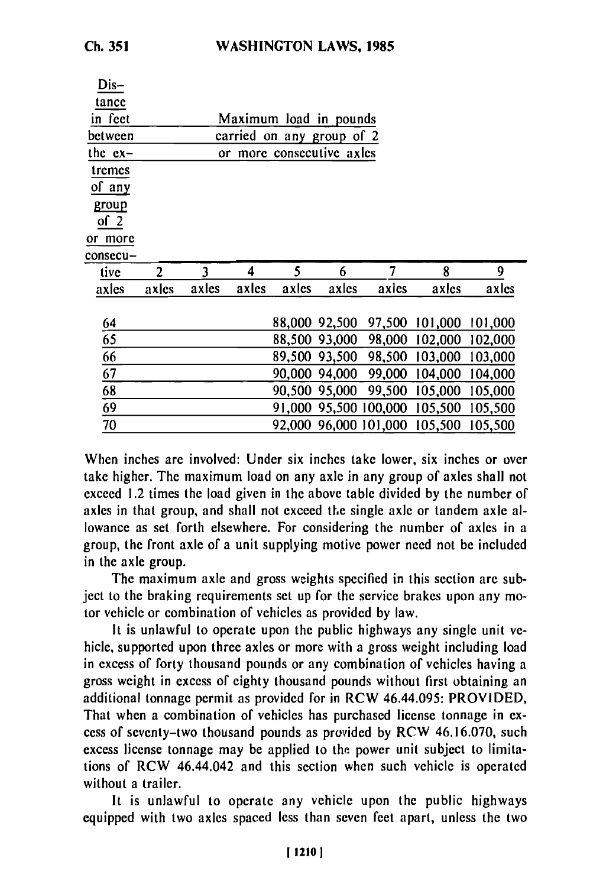| Distance in feet between the extremes of any group of 2 or more consecutive axles | Maximum load in pounds carried on any group of 2 or more consecutive axles | | | | | | | |
|---|---|---|---|---|---|---|---|---|
| | 2 axles | 3 axles | 4 axles | 5 axles | 6 axles | 7 axles | 8 axles | 9 axles |
| 64 | | | | 88,000 | 92,500 | 97,500 | 101,000 | 101,000 |
| 65 | | | | 88,500 | 93,000 | 98,000 | 102,000 | 102,000 |
| 66 | | | | 89,500 | 93,500 | 98,500 | 103,000 | 103,000 |
| 67 | | | | 90,000 | 94,000 | 99,000 | 104,000 | 104,000 |
| 68 | | | | 90,500 | 95,000 | 99,500 | 105,000 | 105,000 |
| 69 | | | | 91,000 | 95,500 | 100,000 | 105,500 | 105,500 |
| 70 | | | | 92,000 | 96,000 | 101,000 | 105,500 | 105,500 |

When inches are involved: Under six inches take lower, six inches or over take higher. The maximum load on any axle in any group of axles shall not exceed 1.2 times the load given in the above table divided by the number of axles in that group, and shall not exceed the single axle or tandem axle allowance as set forth elsewhere. For considering the number of axles in a group, the front axle of a unit supplying motive power need not be included in the axle group.

The maximum axle and gross weights specified in this section are subject to the braking requirements set up for the service brakes upon any motor vehicle or combination of vehicles as provided by law.

It is unlawful to operate upon the public highways any single unit vehicle, supported upon three axles or more with a gross weight including load in excess of forty thousand pounds or any combination of vehicles having a gross weight in excess of eighty thousand pounds without first obtaining an additional tonnage permit as provided for in RCW 46.44.095: PROVIDED, That when a combination of vehicles has purchased license tonnage in excess of seventy-two thousand pounds as provided by RCW 46.16.070, such excess license tonnage may be applied to the power unit subject to limitations of RCW 46.44.042 and this section when such vehicle is operated without a trailer.

It is unlawful to operate any vehicle upon the public highways equipped with two axles spaced less than seven feet apart, unless the two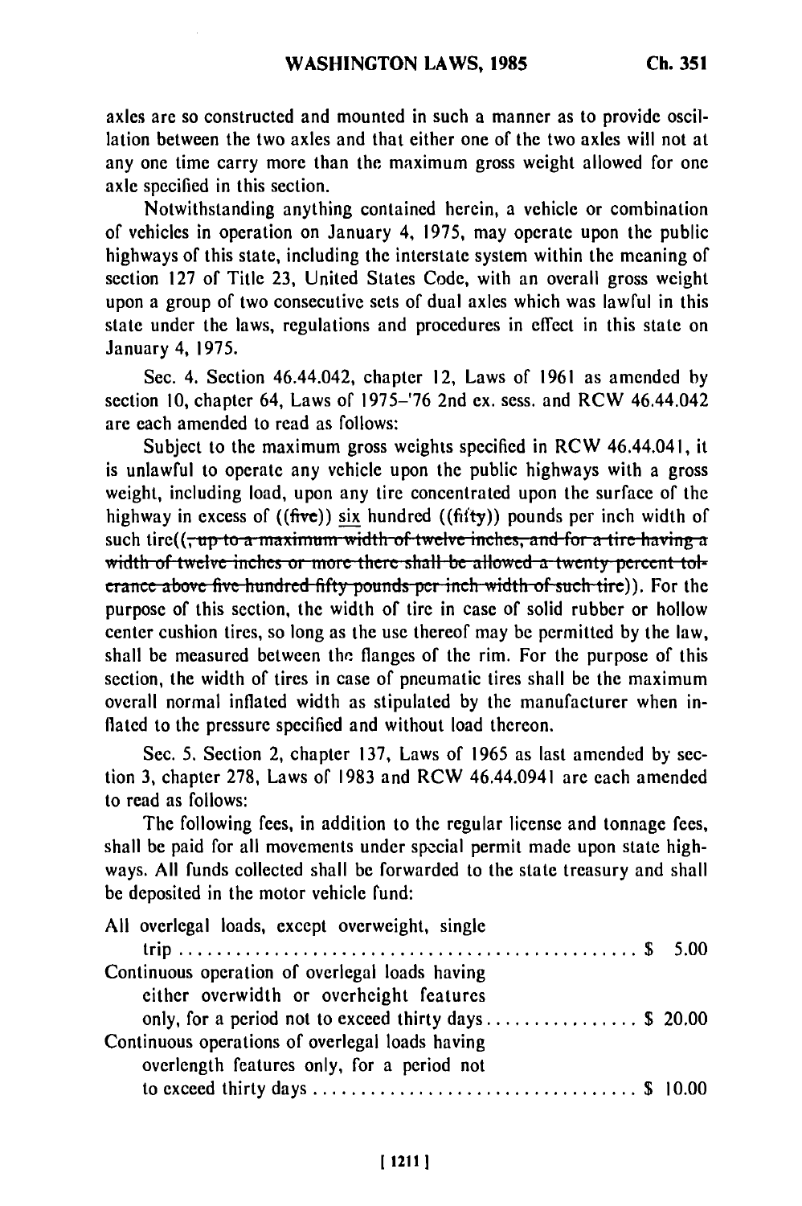axles are so constructed and mounted in such a manner as to provide oscillation between the two axles and that either one of the two axles will not at any one time carry more than the maximum gross weight allowed for one axle specified in this section.

Notwithstanding anything contained herein, a vehicle or combination of vehicles in operation on January 4, 1975, may operate upon the public highways of this state, including the interstate system within the meaning of section 127 of Title 23, United States Code, with an overall gross weight upon a group of two consecutive sets of dual axles which was lawful in this state under the laws, regulations and procedures in effect in this state on January 4, 1975.

Sec. 4. Section 46.44.042, chapter 12, Laws of 1961 as amended by section 10, chapter 64, Laws of 1975–'76 2nd ex. sess. and RCW 46.44.042 are each amended to read as follows:

Subject to the maximum gross weights specified in RCW 46.44.041, it is unlawful to operate any vehicle upon the public highways with a gross weight, including load, upon any tire concentrated upon the surface of the highway in excess of ((~~five~~)) six hundred ((~~fifty~~)) pounds per inch width of such tire((~~, up to a maximum width of twelve inches, and for a tire having a width of twelve inches or more there shall be allowed a twenty percent tolerance above five hundred fifty pounds per inch width of such tire~~)). For the purpose of this section, the width of tire in case of solid rubber or hollow center cushion tires, so long as the use thereof may be permitted by the law, shall be measured between the flanges of the rim. For the purpose of this section, the width of tires in case of pneumatic tires shall be the maximum overall normal inflated width as stipulated by the manufacturer when inflated to the pressure specified and without load thereon.

Sec. 5. Section 2, chapter 137, Laws of 1965 as last amended by section 3, chapter 278, Laws of 1983 and RCW 46.44.0941 are each amended to read as follows:

The following fees, in addition to the regular license and tonnage fees, shall be paid for all movements under special permit made upon state highways. All funds collected shall be forwarded to the state treasury and shall be deposited in the motor vehicle fund:

| | |
|---|---|
| All overlegal loads, except overweight, single trip | $ 5.00 |
| Continuous operation of overlegal loads having either overwidth or overheight features only, for a period not to exceed thirty days | $ 20.00 |
| Continuous operations of overlegal loads having overlength features only, for a period not to exceed thirty days | $ 10.00 |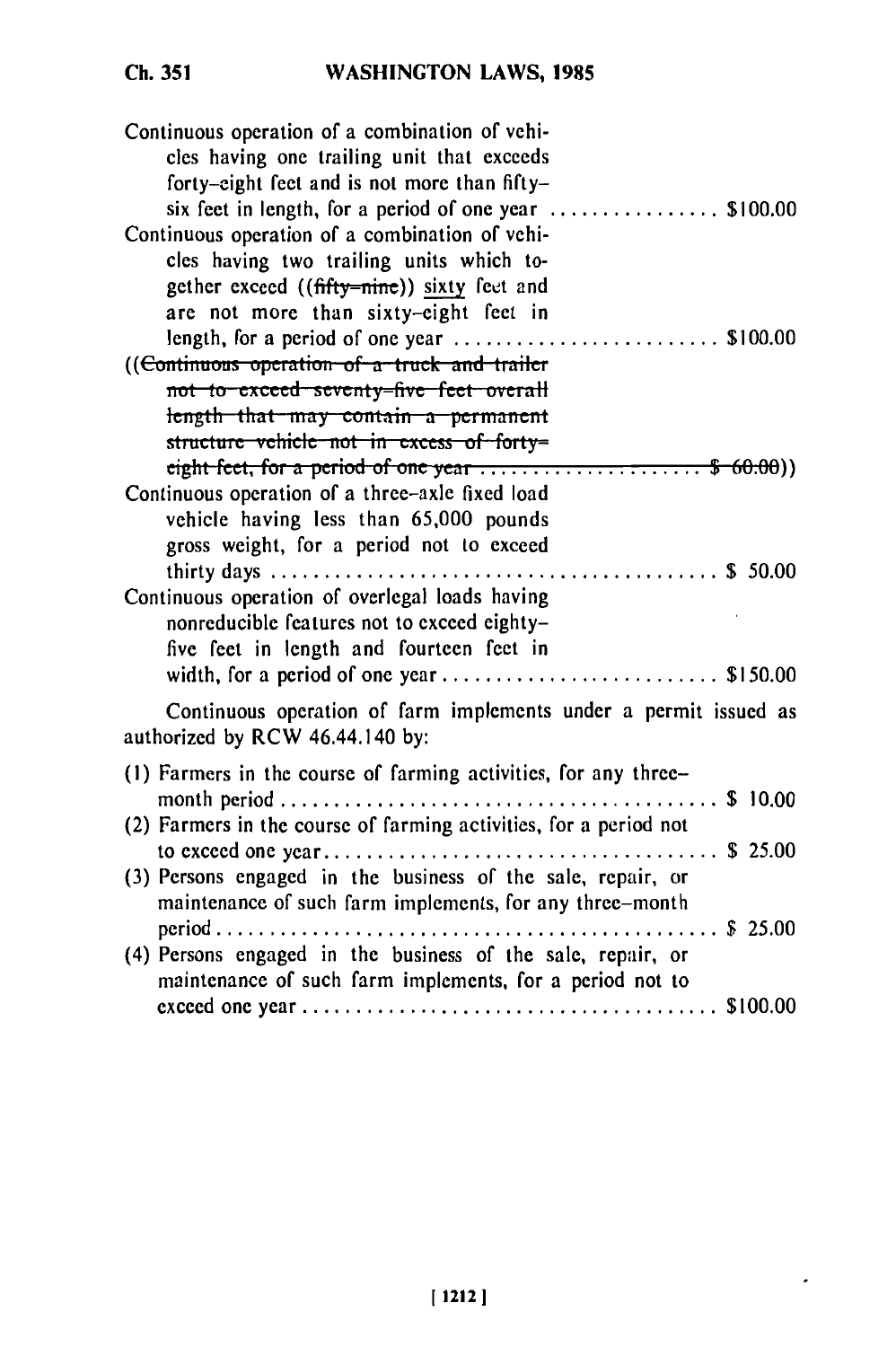Continuous operation of a combination of vehicles having one trailing unit that exceeds forty-eight feet and is not more than fifty-six feet in length, for a period of one year ................ $100.00

Continuous operation of a combination of vehicles having two trailing units which together exceed ((~~fifty-nine~~)) sixty feet and are not more than sixty-eight feet in length, for a period of one year ......................... $100.00

((~~Continuous operation of a truck and trailer not to exceed seventy-five feet overall length that may contain a permanent structure vehicle not in excess of forty-eight feet, for a period of one year ..................... $ 60.00~~))

Continuous operation of a three-axle fixed load vehicle having less than 65,000 pounds gross weight, for a period not to exceed thirty days ......................................... $ 50.00

Continuous operation of overlegal loads having nonreducible features not to exceed eighty-five feet in length and fourteen feet in width, for a period of one year .......................... $150.00

Continuous operation of farm implements under a permit issued as authorized by RCW 46.44.140 by:

(1) Farmers in the course of farming activities, for any three-month period ........................................ $ 10.00

(2) Farmers in the course of farming activities, for a period not to exceed one year ..................................... $ 25.00

(3) Persons engaged in the business of the sale, repair, or maintenance of such farm implements, for any three-month period ............................................... $ 25.00

(4) Persons engaged in the business of the sale, repair, or maintenance of such farm implements, for a period not to exceed one year ....................................... $100.00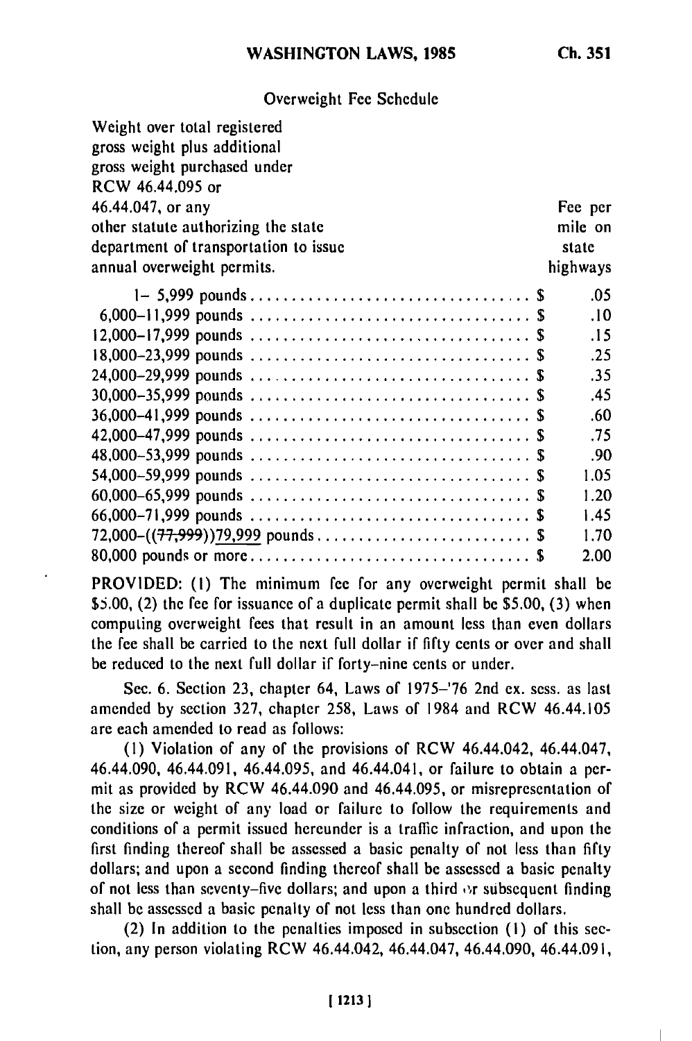Overweight Fee Schedule

| Weight over total registered gross weight plus additional gross weight purchased under RCW 46.44.095 or 46.44.047, or any other statute authorizing the state department of transportation to issue annual overweight permits. | Fee per mile on state highways |
|---|---|
| 1– 5,999 pounds | $ .05 |
| 6,000–11,999 pounds | $ .10 |
| 12,000–17,999 pounds | $ .15 |
| 18,000–23,999 pounds | $ .25 |
| 24,000–29,999 pounds | $ .35 |
| 30,000–35,999 pounds | $ .45 |
| 36,000–41,999 pounds | $ .60 |
| 42,000–47,999 pounds | $ .75 |
| 48,000–53,999 pounds | $ .90 |
| 54,000–59,999 pounds | $ 1.05 |
| 60,000–65,999 pounds | $ 1.20 |
| 66,000–71,999 pounds | $ 1.45 |
| 72,000–((~~77,999~~))<u>79,999</u> pounds | $ 1.70 |
| <u>80,000 pounds or more</u> | <u>$ 2.00</u> |

PROVIDED: (1) The minimum fee for any overweight permit shall be $5.00, (2) the fee for issuance of a duplicate permit shall be $5.00, (3) when computing overweight fees that result in an amount less than even dollars the fee shall be carried to the next full dollar if fifty cents or over and shall be reduced to the next full dollar if forty-nine cents or under.

Sec. 6. Section 23, chapter 64, Laws of 1975–'76 2nd ex. sess. as last amended by section 327, chapter 258, Laws of 1984 and RCW 46.44.105 are each amended to read as follows:

(1) Violation of any of the provisions of RCW 46.44.042, 46.44.047, 46.44.090, 46.44.091, 46.44.095, and 46.44.041, or failure to obtain a permit as provided by RCW 46.44.090 and 46.44.095, or misrepresentation of the size or weight of any load or failure to follow the requirements and conditions of a permit issued hereunder is a traffic infraction, and upon the first finding thereof shall be assessed a basic penalty of not less than fifty dollars; and upon a second finding thereof shall be assessed a basic penalty of not less than seventy-five dollars; and upon a third or subsequent finding shall be assessed a basic penalty of not less than one hundred dollars.

(2) In addition to the penalties imposed in subsection (1) of this section, any person violating RCW 46.44.042, 46.44.047, 46.44.090, 46.44.091,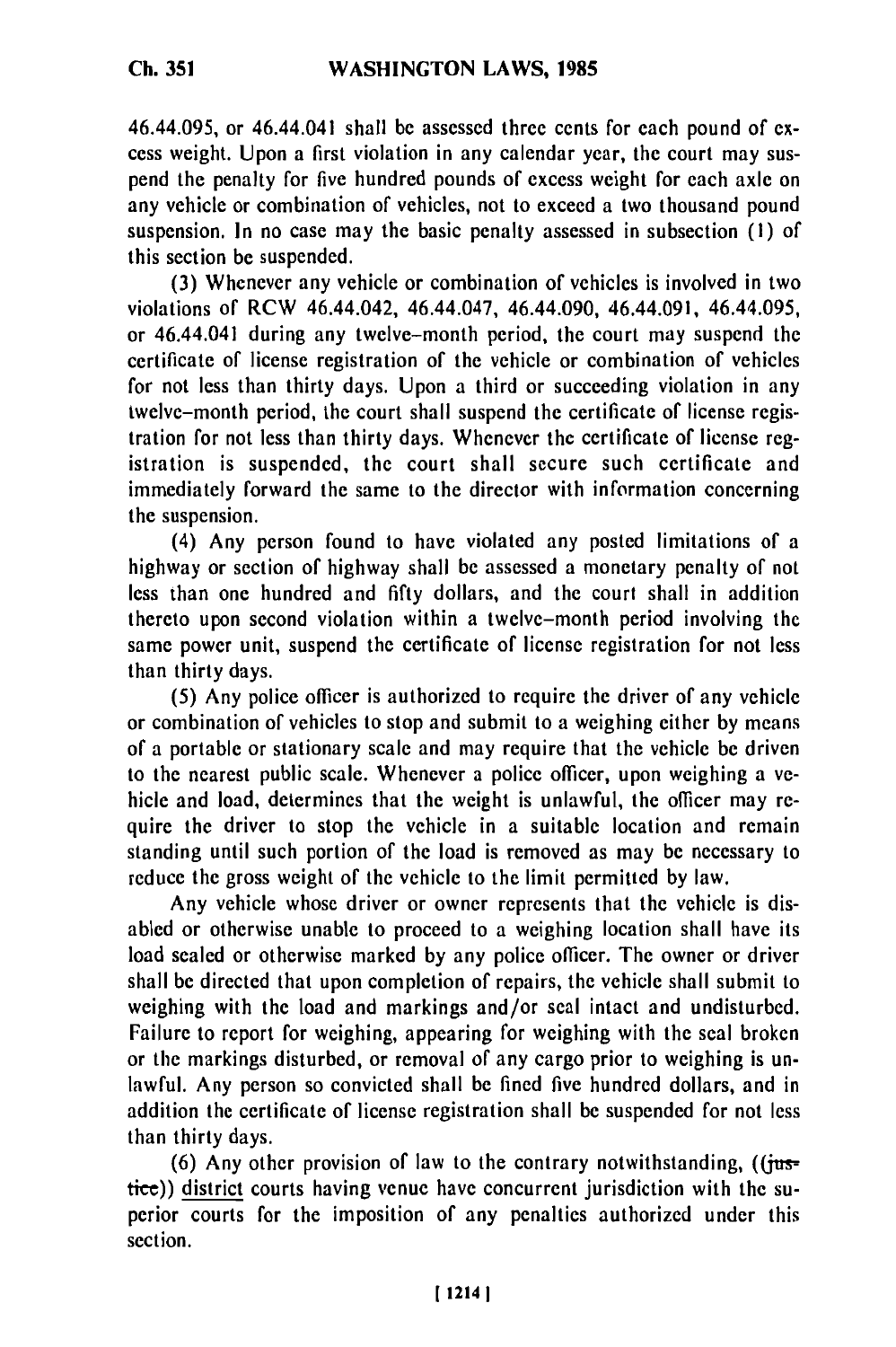46.44.095, or 46.44.041 shall be assessed three cents for each pound of excess weight. Upon a first violation in any calendar year, the court may suspend the penalty for five hundred pounds of excess weight for each axle on any vehicle or combination of vehicles, not to exceed a two thousand pound suspension. In no case may the basic penalty assessed in subsection (1) of this section be suspended.

(3) Whenever any vehicle or combination of vehicles is involved in two violations of RCW 46.44.042, 46.44.047, 46.44.090, 46.44.091, 46.44.095, or 46.44.041 during any twelve-month period, the court may suspend the certificate of license registration of the vehicle or combination of vehicles for not less than thirty days. Upon a third or succeeding violation in any twelve-month period, the court shall suspend the certificate of license registration for not less than thirty days. Whenever the certificate of license registration is suspended, the court shall secure such certificate and immediately forward the same to the director with information concerning the suspension.

(4) Any person found to have violated any posted limitations of a highway or section of highway shall be assessed a monetary penalty of not less than one hundred and fifty dollars, and the court shall in addition thereto upon second violation within a twelve-month period involving the same power unit, suspend the certificate of license registration for not less than thirty days.

(5) Any police officer is authorized to require the driver of any vehicle or combination of vehicles to stop and submit to a weighing either by means of a portable or stationary scale and may require that the vehicle be driven to the nearest public scale. Whenever a police officer, upon weighing a vehicle and load, determines that the weight is unlawful, the officer may require the driver to stop the vehicle in a suitable location and remain standing until such portion of the load is removed as may be necessary to reduce the gross weight of the vehicle to the limit permitted by law.

Any vehicle whose driver or owner represents that the vehicle is disabled or otherwise unable to proceed to a weighing location shall have its load sealed or otherwise marked by any police officer. The owner or driver shall be directed that upon completion of repairs, the vehicle shall submit to weighing with the load and markings and/or seal intact and undisturbed. Failure to report for weighing, appearing for weighing with the seal broken or the markings disturbed, or removal of any cargo prior to weighing is unlawful. Any person so convicted shall be fined five hundred dollars, and in addition the certificate of license registration shall be suspended for not less than thirty days.

(6) Any other provision of law to the contrary notwithstanding, ((~~justice~~)) <u>district</u> courts having venue have concurrent jurisdiction with the superior courts for the imposition of any penalties authorized under this section.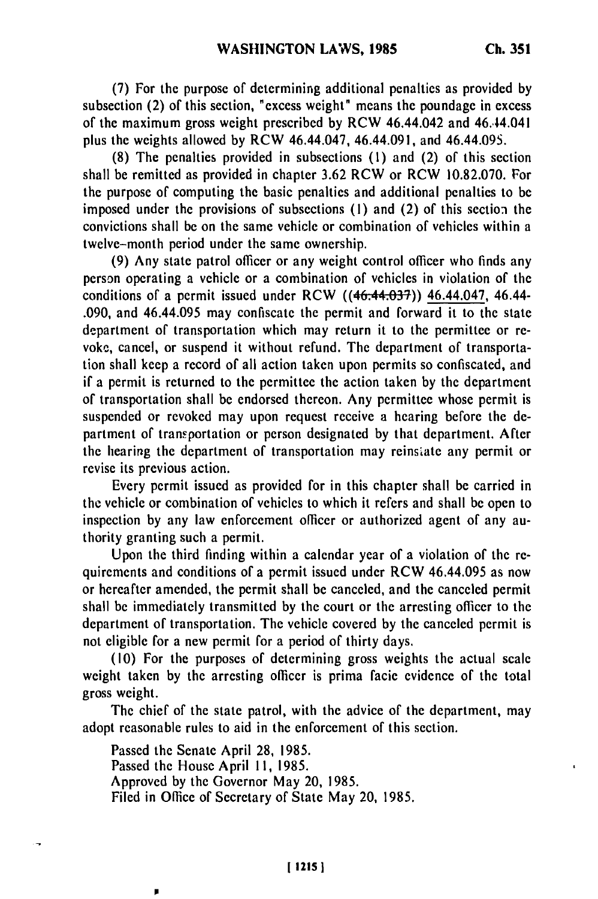(7) For the purpose of determining additional penalties as provided by subsection (2) of this section, "excess weight" means the poundage in excess of the maximum gross weight prescribed by RCW 46.44.042 and 46.44.041 plus the weights allowed by RCW 46.44.047, 46.44.091, and 46.44.095.

(8) The penalties provided in subsections (1) and (2) of this section shall be remitted as provided in chapter 3.62 RCW or RCW 10.82.070. For the purpose of computing the basic penalties and additional penalties to be imposed under the provisions of subsections (1) and (2) of this section the convictions shall be on the same vehicle or combination of vehicles within a twelve-month period under the same ownership.

(9) Any state patrol officer or any weight control officer who finds any person operating a vehicle or a combination of vehicles in violation of the conditions of a permit issued under RCW ((~~46.44.037~~)) 46.44.047, 46.44-.090, and 46.44.095 may confiscate the permit and forward it to the state department of transportation which may return it to the permittee or revoke, cancel, or suspend it without refund. The department of transportation shall keep a record of all action taken upon permits so confiscated, and if a permit is returned to the permittee the action taken by the department of transportation shall be endorsed thereon. Any permittee whose permit is suspended or revoked may upon request receive a hearing before the department of transportation or person designated by that department. After the hearing the department of transportation may reinstate any permit or revise its previous action.

Every permit issued as provided for in this chapter shall be carried in the vehicle or combination of vehicles to which it refers and shall be open to inspection by any law enforcement officer or authorized agent of any authority granting such a permit.

Upon the third finding within a calendar year of a violation of the requirements and conditions of a permit issued under RCW 46.44.095 as now or hereafter amended, the permit shall be canceled, and the canceled permit shall be immediately transmitted by the court or the arresting officer to the department of transportation. The vehicle covered by the canceled permit is not eligible for a new permit for a period of thirty days.

(10) For the purposes of determining gross weights the actual scale weight taken by the arresting officer is prima facie evidence of the total gross weight.

The chief of the state patrol, with the advice of the department, may adopt reasonable rules to aid in the enforcement of this section.

Passed the Senate April 28, 1985.
Passed the House April 11, 1985.
Approved by the Governor May 20, 1985.
Filed in Office of Secretary of State May 20, 1985.